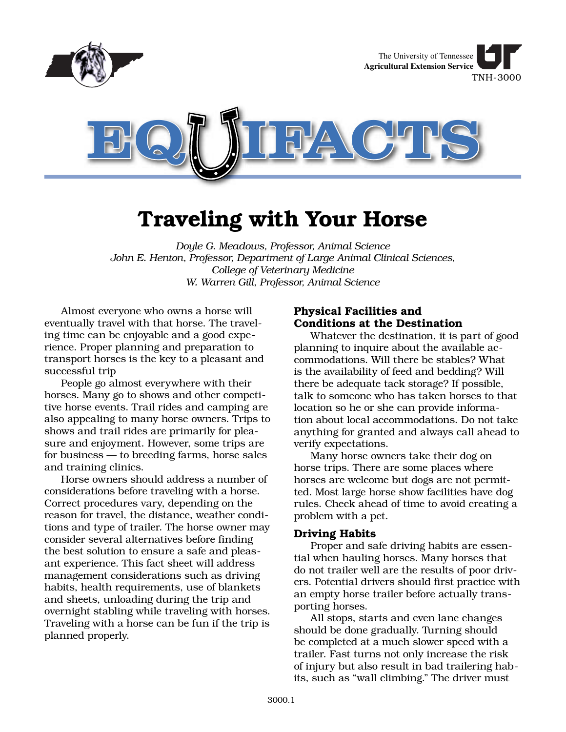The University of Tennessee
**Agricultural Extension Service**
TNH-3000

# EQUIFACTS

# Traveling with Your Horse

*Doyle G. Meadows, Professor, Animal Science*
*John E. Henton, Professor, Department of Large Animal Clinical Sciences, College of Veterinary Medicine*
*W. Warren Gill, Professor, Animal Science*

Almost everyone who owns a horse will eventually travel with that horse. The traveling time can be enjoyable and a good experience. Proper planning and preparation to transport horses is the key to a pleasant and successful trip

People go almost everywhere with their horses. Many go to shows and other competitive horse events. Trail rides and camping are also appealing to many horse owners. Trips to shows and trail rides are primarily for pleasure and enjoyment. However, some trips are for business — to breeding farms, horse sales and training clinics.

Horse owners should address a number of considerations before traveling with a horse. Correct procedures vary, depending on the reason for travel, the distance, weather conditions and type of trailer. The horse owner may consider several alternatives before finding the best solution to ensure a safe and pleasant experience. This fact sheet will address management considerations such as driving habits, health requirements, use of blankets and sheets, unloading during the trip and overnight stabling while traveling with horses. Traveling with a horse can be fun if the trip is planned properly.

### Physical Facilities and Conditions at the Destination

Whatever the destination, it is part of good planning to inquire about the available accommodations. Will there be stables? What is the availability of feed and bedding? Will there be adequate tack storage? If possible, talk to someone who has taken horses to that location so he or she can provide information about local accommodations. Do not take anything for granted and always call ahead to verify expectations.

Many horse owners take their dog on horse trips. There are some places where horses are welcome but dogs are not permitted. Most large horse show facilities have dog rules. Check ahead of time to avoid creating a problem with a pet.

### Driving Habits

Proper and safe driving habits are essential when hauling horses. Many horses that do not trailer well are the results of poor drivers. Potential drivers should first practice with an empty horse trailer before actually transporting horses.

All stops, starts and even lane changes should be done gradually. Turning should be completed at a much slower speed with a trailer. Fast turns not only increase the risk of injury but also result in bad trailering habits, such as "wall climbing." The driver must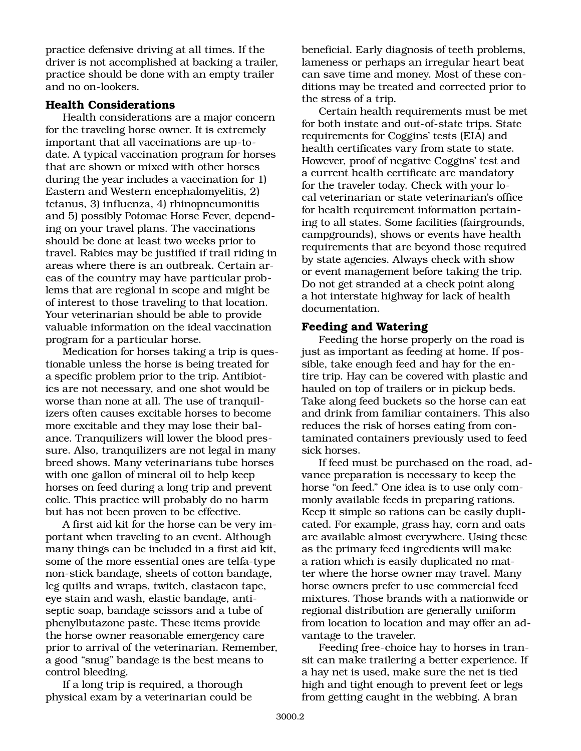practice defensive driving at all times. If the driver is not accomplished at backing a trailer, practice should be done with an empty trailer and no on-lookers.

### Health Considerations

Health considerations are a major concern for the traveling horse owner. It is extremely important that all vaccinations are up-to-date. A typical vaccination program for horses that are shown or mixed with other horses during the year includes a vaccination for 1) Eastern and Western encephalomyelitis, 2) tetanus, 3) influenza, 4) rhinopneumonitis and 5) possibly Potomac Horse Fever, depending on your travel plans. The vaccinations should be done at least two weeks prior to travel. Rabies may be justified if trail riding in areas where there is an outbreak. Certain areas of the country may have particular problems that are regional in scope and might be of interest to those traveling to that location. Your veterinarian should be able to provide valuable information on the ideal vaccination program for a particular horse.

Medication for horses taking a trip is questionable unless the horse is being treated for a specific problem prior to the trip. Antibiotics are not necessary, and one shot would be worse than none at all. The use of tranquilizers often causes excitable horses to become more excitable and they may lose their balance. Tranquilizers will lower the blood pressure. Also, tranquilizers are not legal in many breed shows. Many veterinarians tube horses with one gallon of mineral oil to help keep horses on feed during a long trip and prevent colic. This practice will probably do no harm but has not been proven to be effective.

A first aid kit for the horse can be very important when traveling to an event. Although many things can be included in a first aid kit, some of the more essential ones are telfa-type non-stick bandage, sheets of cotton bandage, leg quilts and wraps, twitch, elastacon tape, eye stain and wash, elastic bandage, antiseptic soap, bandage scissors and a tube of phenylbutazone paste. These items provide the horse owner reasonable emergency care prior to arrival of the veterinarian. Remember, a good "snug" bandage is the best means to control bleeding.

If a long trip is required, a thorough physical exam by a veterinarian could be beneficial. Early diagnosis of teeth problems, lameness or perhaps an irregular heart beat can save time and money. Most of these conditions may be treated and corrected prior to the stress of a trip.

Certain health requirements must be met for both instate and out-of-state trips. State requirements for Coggins' tests (EIA) and health certificates vary from state to state. However, proof of negative Coggins' test and a current health certificate are mandatory for the traveler today. Check with your local veterinarian or state veterinarian's office for health requirement information pertaining to all states. Some facilities (fairgrounds, campgrounds), shows or events have health requirements that are beyond those required by state agencies. Always check with show or event management before taking the trip. Do not get stranded at a check point along a hot interstate highway for lack of health documentation.

### Feeding and Watering

Feeding the horse properly on the road is just as important as feeding at home. If possible, take enough feed and hay for the entire trip. Hay can be covered with plastic and hauled on top of trailers or in pickup beds. Take along feed buckets so the horse can eat and drink from familiar containers. This also reduces the risk of horses eating from contaminated containers previously used to feed sick horses.

If feed must be purchased on the road, advance preparation is necessary to keep the horse "on feed." One idea is to use only commonly available feeds in preparing rations. Keep it simple so rations can be easily duplicated. For example, grass hay, corn and oats are available almost everywhere. Using these as the primary feed ingredients will make a ration which is easily duplicated no matter where the horse owner may travel. Many horse owners prefer to use commercial feed mixtures. Those brands with a nationwide or regional distribution are generally uniform from location to location and may offer an advantage to the traveler.

Feeding free-choice hay to horses in transit can make trailering a better experience. If a hay net is used, make sure the net is tied high and tight enough to prevent feet or legs from getting caught in the webbing. A bran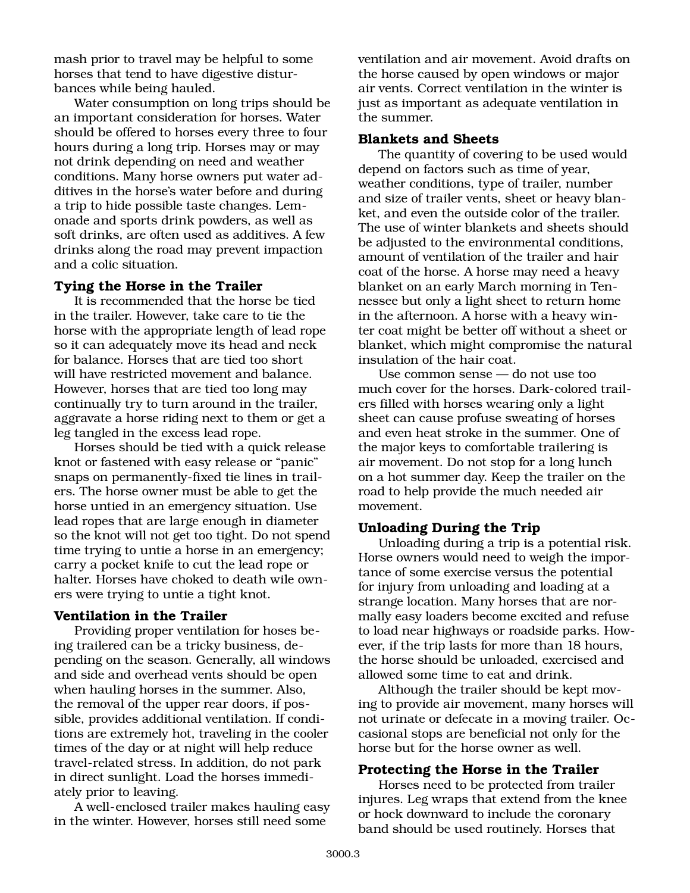mash prior to travel may be helpful to some horses that tend to have digestive disturbances while being hauled.

Water consumption on long trips should be an important consideration for horses. Water should be offered to horses every three to four hours during a long trip. Horses may or may not drink depending on need and weather conditions. Many horse owners put water additives in the horse's water before and during a trip to hide possible taste changes. Lemonade and sports drink powders, as well as soft drinks, are often used as additives. A few drinks along the road may prevent impaction and a colic situation.

### Tying the Horse in the Trailer

It is recommended that the horse be tied in the trailer. However, take care to tie the horse with the appropriate length of lead rope so it can adequately move its head and neck for balance. Horses that are tied too short will have restricted movement and balance. However, horses that are tied too long may continually try to turn around in the trailer, aggravate a horse riding next to them or get a leg tangled in the excess lead rope.

Horses should be tied with a quick release knot or fastened with easy release or "panic" snaps on permanently-fixed tie lines in trailers. The horse owner must be able to get the horse untied in an emergency situation. Use lead ropes that are large enough in diameter so the knot will not get too tight. Do not spend time trying to untie a horse in an emergency; carry a pocket knife to cut the lead rope or halter. Horses have choked to death wile owners were trying to untie a tight knot.

### Ventilation in the Trailer

Providing proper ventilation for hoses being trailered can be a tricky business, depending on the season. Generally, all windows and side and overhead vents should be open when hauling horses in the summer. Also, the removal of the upper rear doors, if possible, provides additional ventilation. If conditions are extremely hot, traveling in the cooler times of the day or at night will help reduce travel-related stress. In addition, do not park in direct sunlight. Load the horses immediately prior to leaving.

A well-enclosed trailer makes hauling easy in the winter. However, horses still need some ventilation and air movement. Avoid drafts on the horse caused by open windows or major air vents. Correct ventilation in the winter is just as important as adequate ventilation in the summer.

### Blankets and Sheets

The quantity of covering to be used would depend on factors such as time of year, weather conditions, type of trailer, number and size of trailer vents, sheet or heavy blanket, and even the outside color of the trailer. The use of winter blankets and sheets should be adjusted to the environmental conditions, amount of ventilation of the trailer and hair coat of the horse. A horse may need a heavy blanket on an early March morning in Tennessee but only a light sheet to return home in the afternoon. A horse with a heavy winter coat might be better off without a sheet or blanket, which might compromise the natural insulation of the hair coat.

Use common sense — do not use too much cover for the horses. Dark-colored trailers filled with horses wearing only a light sheet can cause profuse sweating of horses and even heat stroke in the summer. One of the major keys to comfortable trailering is air movement. Do not stop for a long lunch on a hot summer day. Keep the trailer on the road to help provide the much needed air movement.

### Unloading During the Trip

Unloading during a trip is a potential risk. Horse owners would need to weigh the importance of some exercise versus the potential for injury from unloading and loading at a strange location. Many horses that are normally easy loaders become excited and refuse to load near highways or roadside parks. However, if the trip lasts for more than 18 hours, the horse should be unloaded, exercised and allowed some time to eat and drink.

Although the trailer should be kept moving to provide air movement, many horses will not urinate or defecate in a moving trailer. Occasional stops are beneficial not only for the horse but for the horse owner as well.

### Protecting the Horse in the Trailer

Horses need to be protected from trailer injures. Leg wraps that extend from the knee or hock downward to include the coronary band should be used routinely. Horses that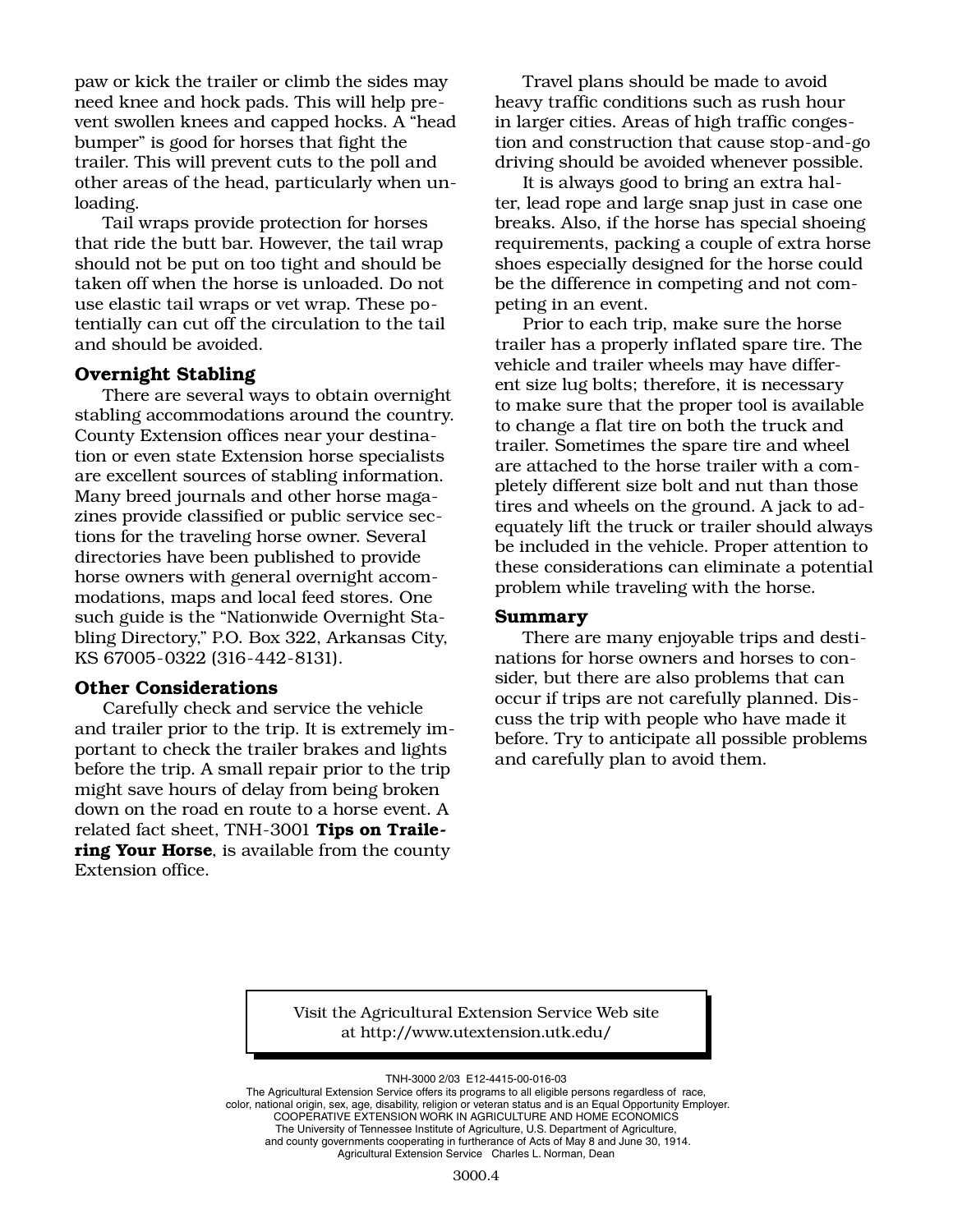paw or kick the trailer or climb the sides may need knee and hock pads. This will help prevent swollen knees and capped hocks. A "head bumper" is good for horses that fight the trailer. This will prevent cuts to the poll and other areas of the head, particularly when unloading.

Tail wraps provide protection for horses that ride the butt bar. However, the tail wrap should not be put on too tight and should be taken off when the horse is unloaded. Do not use elastic tail wraps or vet wrap. These potentially can cut off the circulation to the tail and should be avoided.

### Overnight Stabling

There are several ways to obtain overnight stabling accommodations around the country. County Extension offices near your destination or even state Extension horse specialists are excellent sources of stabling information. Many breed journals and other horse magazines provide classified or public service sections for the traveling horse owner. Several directories have been published to provide horse owners with general overnight accommodations, maps and local feed stores. One such guide is the "Nationwide Overnight Stabling Directory," P.O. Box 322, Arkansas City, KS 67005-0322 (316-442-8131).

### Other Considerations

Carefully check and service the vehicle and trailer prior to the trip. It is extremely important to check the trailer brakes and lights before the trip. A small repair prior to the trip might save hours of delay from being broken down on the road en route to a horse event. A related fact sheet, TNH-3001 **Tips on Trailering Your Horse**, is available from the county Extension office.

Travel plans should be made to avoid heavy traffic conditions such as rush hour in larger cities. Areas of high traffic congestion and construction that cause stop-and-go driving should be avoided whenever possible.

It is always good to bring an extra halter, lead rope and large snap just in case one breaks. Also, if the horse has special shoeing requirements, packing a couple of extra horse shoes especially designed for the horse could be the difference in competing and not competing in an event.

Prior to each trip, make sure the horse trailer has a properly inflated spare tire. The vehicle and trailer wheels may have different size lug bolts; therefore, it is necessary to make sure that the proper tool is available to change a flat tire on both the truck and trailer. Sometimes the spare tire and wheel are attached to the horse trailer with a completely different size bolt and nut than those tires and wheels on the ground. A jack to adequately lift the truck or trailer should always be included in the vehicle. Proper attention to these considerations can eliminate a potential problem while traveling with the horse.

### Summary

There are many enjoyable trips and destinations for horse owners and horses to consider, but there are also problems that can occur if trips are not carefully planned. Discuss the trip with people who have made it before. Try to anticipate all possible problems and carefully plan to avoid them.

Visit the Agricultural Extension Service Web site at http://www.utextension.utk.edu/

TNH-3000 2/03 E12-4415-00-016-03

The Agricultural Extension Service offers its programs to all eligible persons regardless of race, color, national origin, sex, age, disability, religion or veteran status and is an Equal Opportunity Employer.
COOPERATIVE EXTENSION WORK IN AGRICULTURE AND HOME ECONOMICS
The University of Tennessee Institute of Agriculture, U.S. Department of Agriculture, and county governments cooperating in furtherance of Acts of May 8 and June 30, 1914.
Agricultural Extension Service Charles L. Norman, Dean